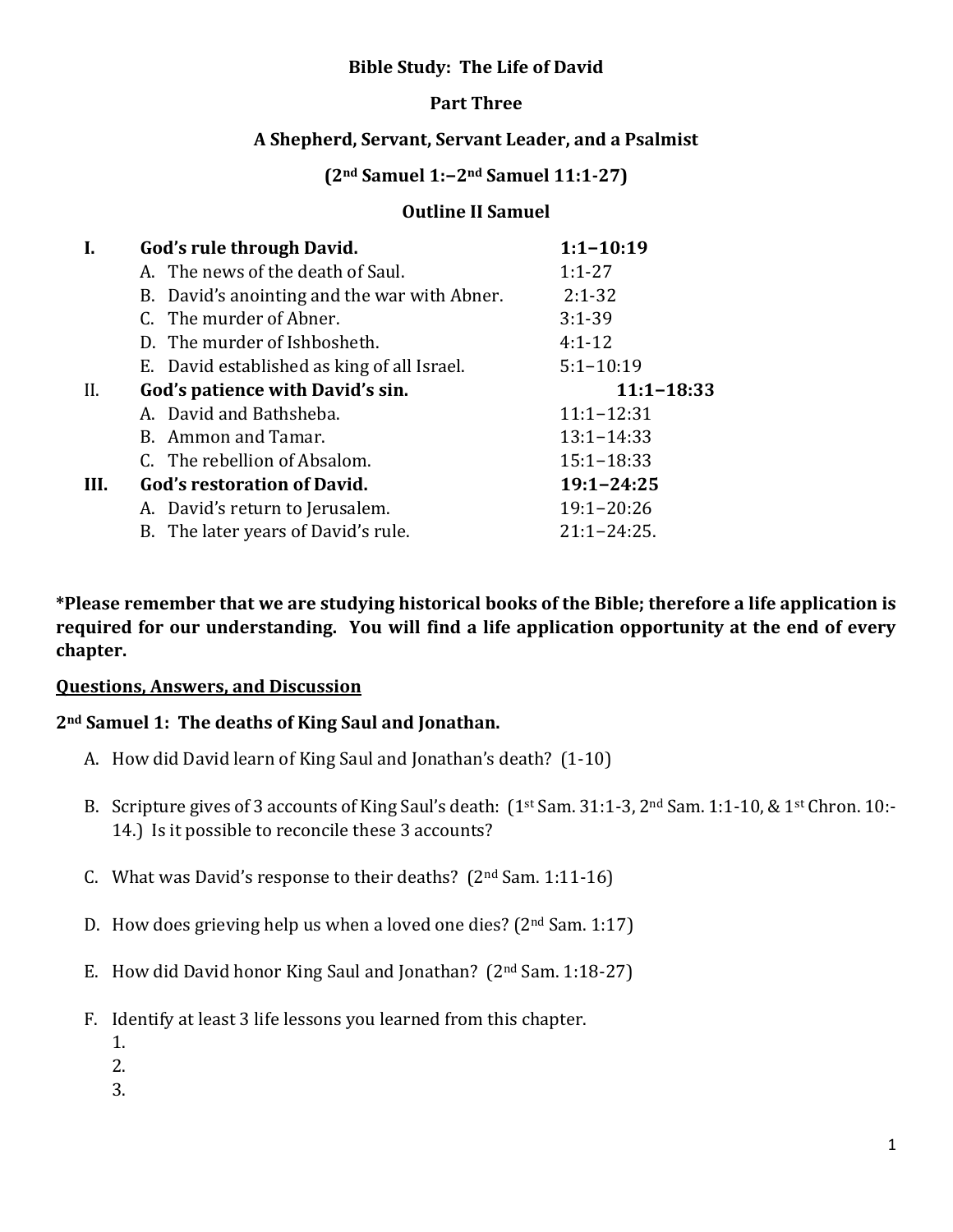**Bible Study: The Life of David**

**Part Three**

**A Shepherd, Servant, Servant Leader, and a Psalmist**

**(2nd Samuel 1:–2nd Samuel 11:1-27)**

**Outline II Samuel**

| | | |
|---|---|---|
| **I.** | **God's rule through David.** | **1:1–10:19** |
| | A. The news of the death of Saul. | 1:1-27 |
| | B. David's anointing and the war with Abner. | 2:1-32 |
| | C. The murder of Abner. | 3:1-39 |
| | D. The murder of Ishbosheth. | 4:1-12 |
| | E. David established as king of all Israel. | 5:1–10:19 |
| II. | **God's patience with David's sin.** | **11:1–18:33** |
| | A. David and Bathsheba. | 11:1–12:31 |
| | B. Ammon and Tamar. | 13:1–14:33 |
| | C. The rebellion of Absalom. | 15:1–18:33 |
| **III.** | **God's restoration of David.** | **19:1–24:25** |
| | A. David's return to Jerusalem. | 19:1–20:26 |
| | B. The later years of David's rule. | 21:1–24:25. |

**\*Please remember that we are studying historical books of the Bible; therefore a life application is required for our understanding. You will find a life application opportunity at the end of every chapter.**

**<u>Questions, Answers, and Discussion</u>**

**2nd Samuel 1: The deaths of King Saul and Jonathan.**

A. How did David learn of King Saul and Jonathan's death? (1-10)

B. Scripture gives of 3 accounts of King Saul's death: (1st Sam. 31:1-3, 2nd Sam. 1:1-10, & 1st Chron. 10:-14.) Is it possible to reconcile these 3 accounts?

C. What was David's response to their deaths? (2nd Sam. 1:11-16)

D. How does grieving help us when a loved one dies? (2nd Sam. 1:17)

E. How did David honor King Saul and Jonathan? (2nd Sam. 1:18-27)

F. Identify at least 3 life lessons you learned from this chapter.
   1.
   2.
   3.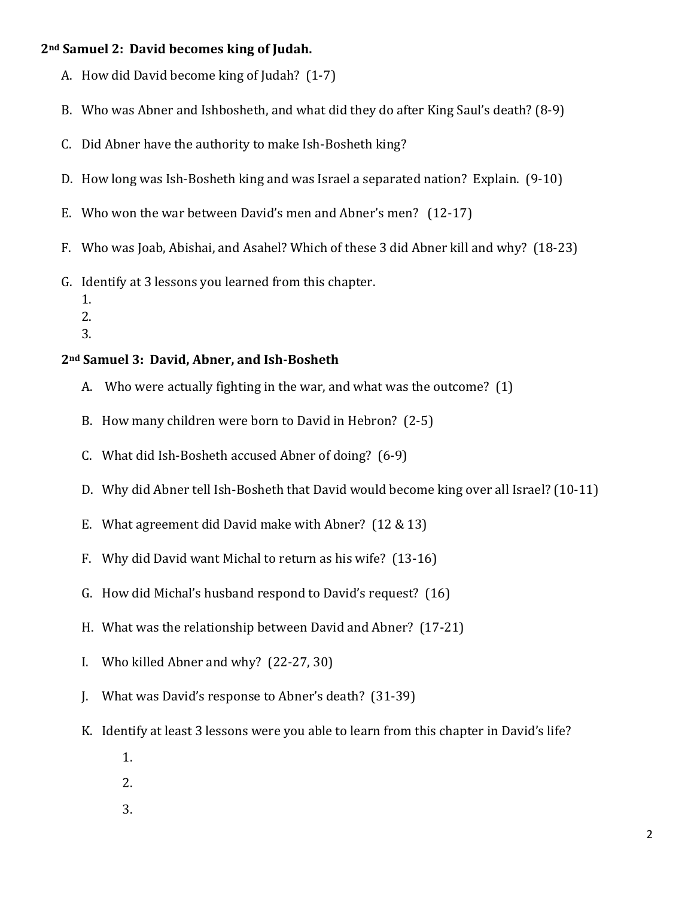**2nd Samuel 2: David becomes king of Judah.**

A. How did David become king of Judah? (1-7)

B. Who was Abner and Ishbosheth, and what did they do after King Saul's death? (8-9)

C. Did Abner have the authority to make Ish-Bosheth king?

D. How long was Ish-Bosheth king and was Israel a separated nation? Explain. (9-10)

E. Who won the war between David's men and Abner's men? (12-17)

F. Who was Joab, Abishai, and Asahel? Which of these 3 did Abner kill and why? (18-23)

G. Identify at 3 lessons you learned from this chapter.
   1.
   2.
   3.

**2nd Samuel 3: David, Abner, and Ish-Bosheth**

A. Who were actually fighting in the war, and what was the outcome? (1)

B. How many children were born to David in Hebron? (2-5)

C. What did Ish-Bosheth accused Abner of doing? (6-9)

D. Why did Abner tell Ish-Bosheth that David would become king over all Israel? (10-11)

E. What agreement did David make with Abner? (12 & 13)

F. Why did David want Michal to return as his wife? (13-16)

G. How did Michal's husband respond to David's request? (16)

H. What was the relationship between David and Abner? (17-21)

I. Who killed Abner and why? (22-27, 30)

J. What was David's response to Abner's death? (31-39)

K. Identify at least 3 lessons were you able to learn from this chapter in David's life?
   1.
   2.
   3.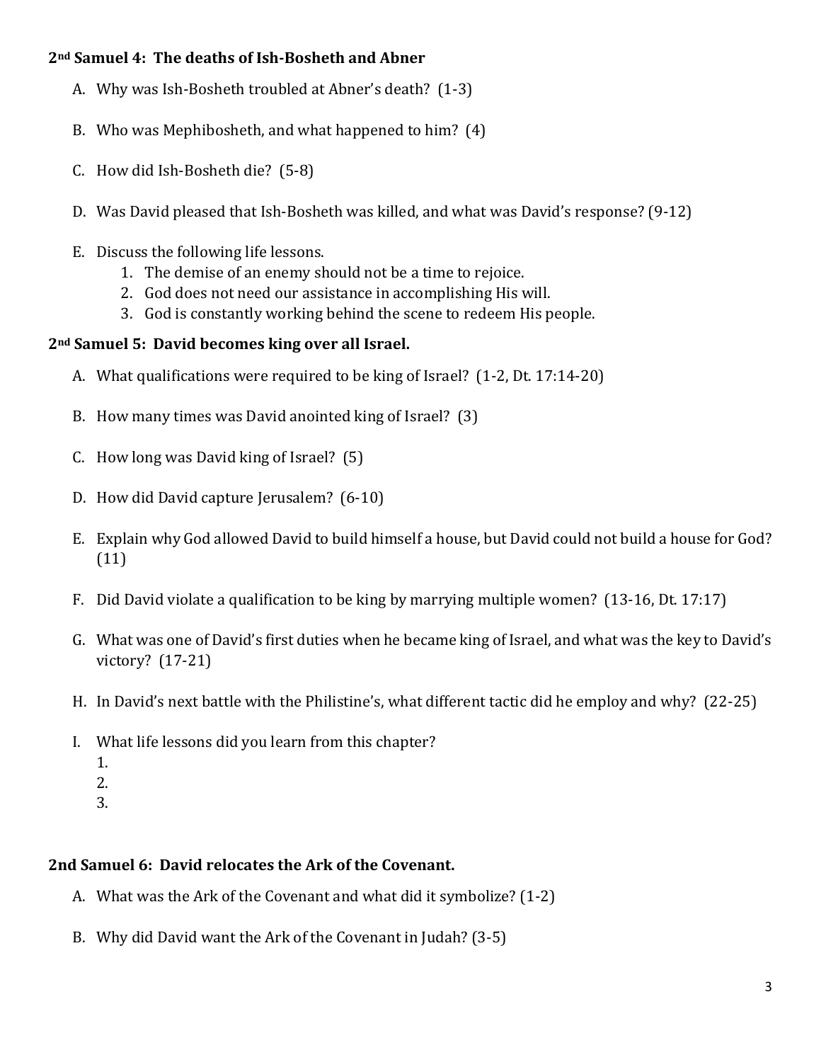**2nd Samuel 4: The deaths of Ish-Bosheth and Abner**

A. Why was Ish-Bosheth troubled at Abner's death? (1-3)

B. Who was Mephibosheth, and what happened to him? (4)

C. How did Ish-Bosheth die? (5-8)

D. Was David pleased that Ish-Bosheth was killed, and what was David's response? (9-12)

E. Discuss the following life lessons.
   1. The demise of an enemy should not be a time to rejoice.
   2. God does not need our assistance in accomplishing His will.
   3. God is constantly working behind the scene to redeem His people.

**2nd Samuel 5: David becomes king over all Israel.**

A. What qualifications were required to be king of Israel? (1-2, Dt. 17:14-20)

B. How many times was David anointed king of Israel? (3)

C. How long was David king of Israel? (5)

D. How did David capture Jerusalem? (6-10)

E. Explain why God allowed David to build himself a house, but David could not build a house for God? (11)

F. Did David violate a qualification to be king by marrying multiple women? (13-16, Dt. 17:17)

G. What was one of David's first duties when he became king of Israel, and what was the key to David's victory? (17-21)

H. In David's next battle with the Philistine's, what different tactic did he employ and why? (22-25)

I. What life lessons did you learn from this chapter?
   1.
   2.
   3.

**2nd Samuel 6: David relocates the Ark of the Covenant.**

A. What was the Ark of the Covenant and what did it symbolize? (1-2)

B. Why did David want the Ark of the Covenant in Judah? (3-5)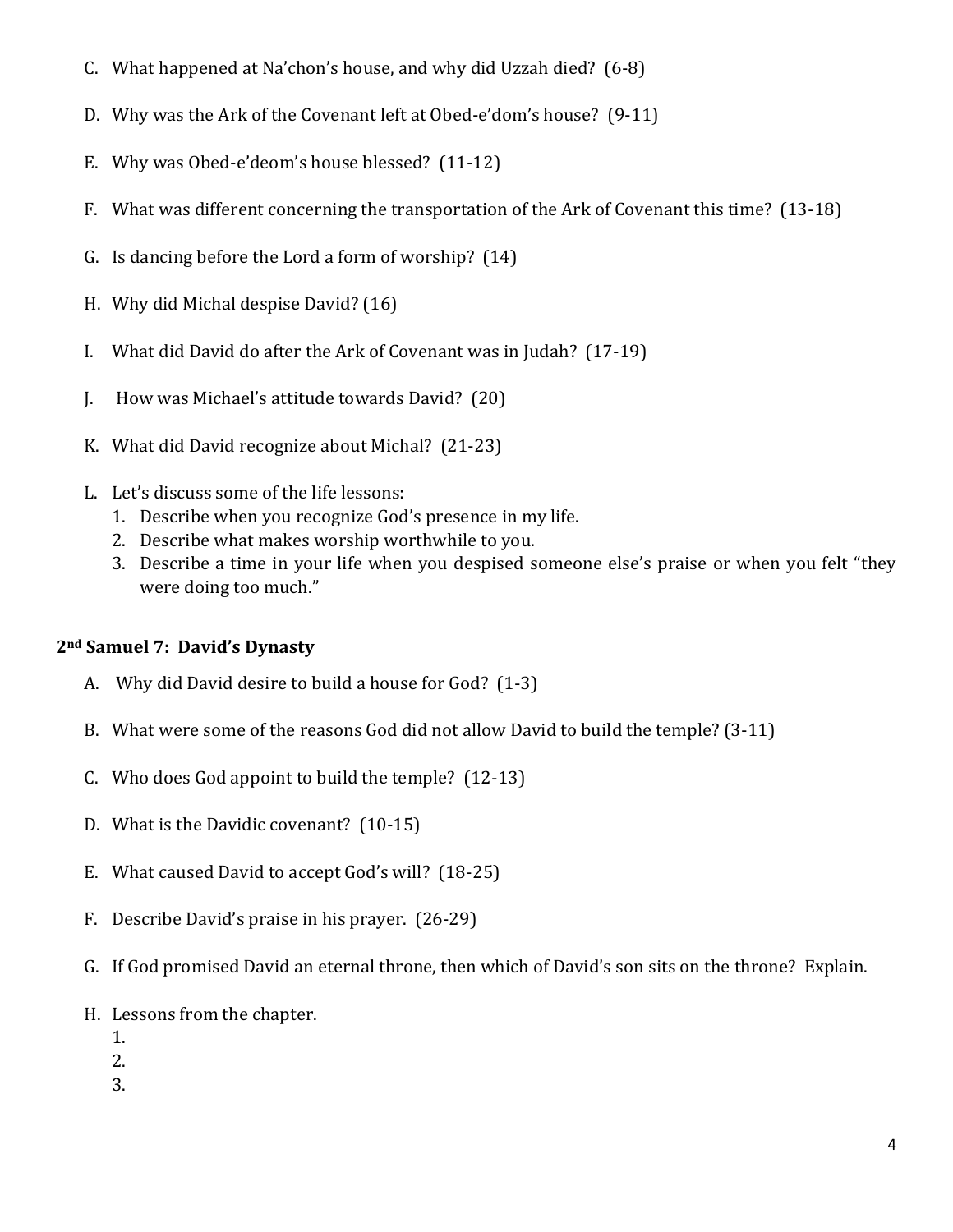C. What happened at Na'chon's house, and why did Uzzah died? (6-8)

D. Why was the Ark of the Covenant left at Obed-e'dom's house? (9-11)

E. Why was Obed-e'deom's house blessed? (11-12)

F. What was different concerning the transportation of the Ark of Covenant this time? (13-18)

G. Is dancing before the Lord a form of worship? (14)

H. Why did Michal despise David? (16)

I. What did David do after the Ark of Covenant was in Judah? (17-19)

J. How was Michael's attitude towards David? (20)

K. What did David recognize about Michal? (21-23)

L. Let's discuss some of the life lessons:
   1. Describe when you recognize God's presence in my life.
   2. Describe what makes worship worthwhile to you.
   3. Describe a time in your life when you despised someone else's praise or when you felt "they were doing too much."

**2nd Samuel 7: David's Dynasty**

A. Why did David desire to build a house for God? (1-3)

B. What were some of the reasons God did not allow David to build the temple? (3-11)

C. Who does God appoint to build the temple? (12-13)

D. What is the Davidic covenant? (10-15)

E. What caused David to accept God's will? (18-25)

F. Describe David's praise in his prayer. (26-29)

G. If God promised David an eternal throne, then which of David's son sits on the throne? Explain.

H. Lessons from the chapter.
   1.
   2.
   3.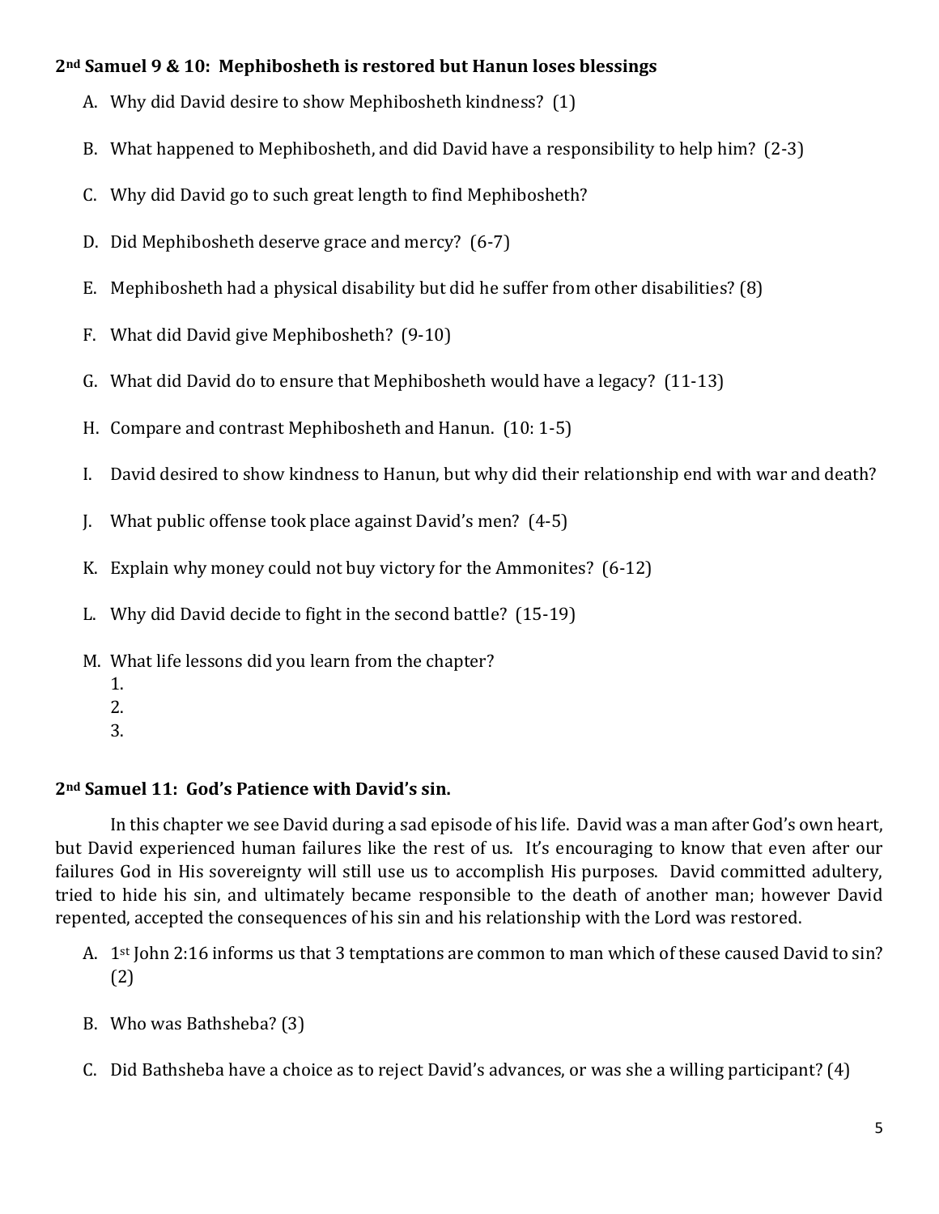**2nd Samuel 9 & 10: Mephibosheth is restored but Hanun loses blessings**

A. Why did David desire to show Mephibosheth kindness? (1)

B. What happened to Mephibosheth, and did David have a responsibility to help him? (2-3)

C. Why did David go to such great length to find Mephibosheth?

D. Did Mephibosheth deserve grace and mercy? (6-7)

E. Mephibosheth had a physical disability but did he suffer from other disabilities? (8)

F. What did David give Mephibosheth? (9-10)

G. What did David do to ensure that Mephibosheth would have a legacy? (11-13)

H. Compare and contrast Mephibosheth and Hanun. (10: 1-5)

I. David desired to show kindness to Hanun, but why did their relationship end with war and death?

J. What public offense took place against David's men? (4-5)

K. Explain why money could not buy victory for the Ammonites? (6-12)

L. Why did David decide to fight in the second battle? (15-19)

M. What life lessons did you learn from the chapter?
   1.
   2.
   3.

**2nd Samuel 11: God's Patience with David's sin.**

In this chapter we see David during a sad episode of his life. David was a man after God's own heart, but David experienced human failures like the rest of us. It's encouraging to know that even after our failures God in His sovereignty will still use us to accomplish His purposes. David committed adultery, tried to hide his sin, and ultimately became responsible to the death of another man; however David repented, accepted the consequences of his sin and his relationship with the Lord was restored.

A. 1st John 2:16 informs us that 3 temptations are common to man which of these caused David to sin? (2)

B. Who was Bathsheba? (3)

C. Did Bathsheba have a choice as to reject David's advances, or was she a willing participant? (4)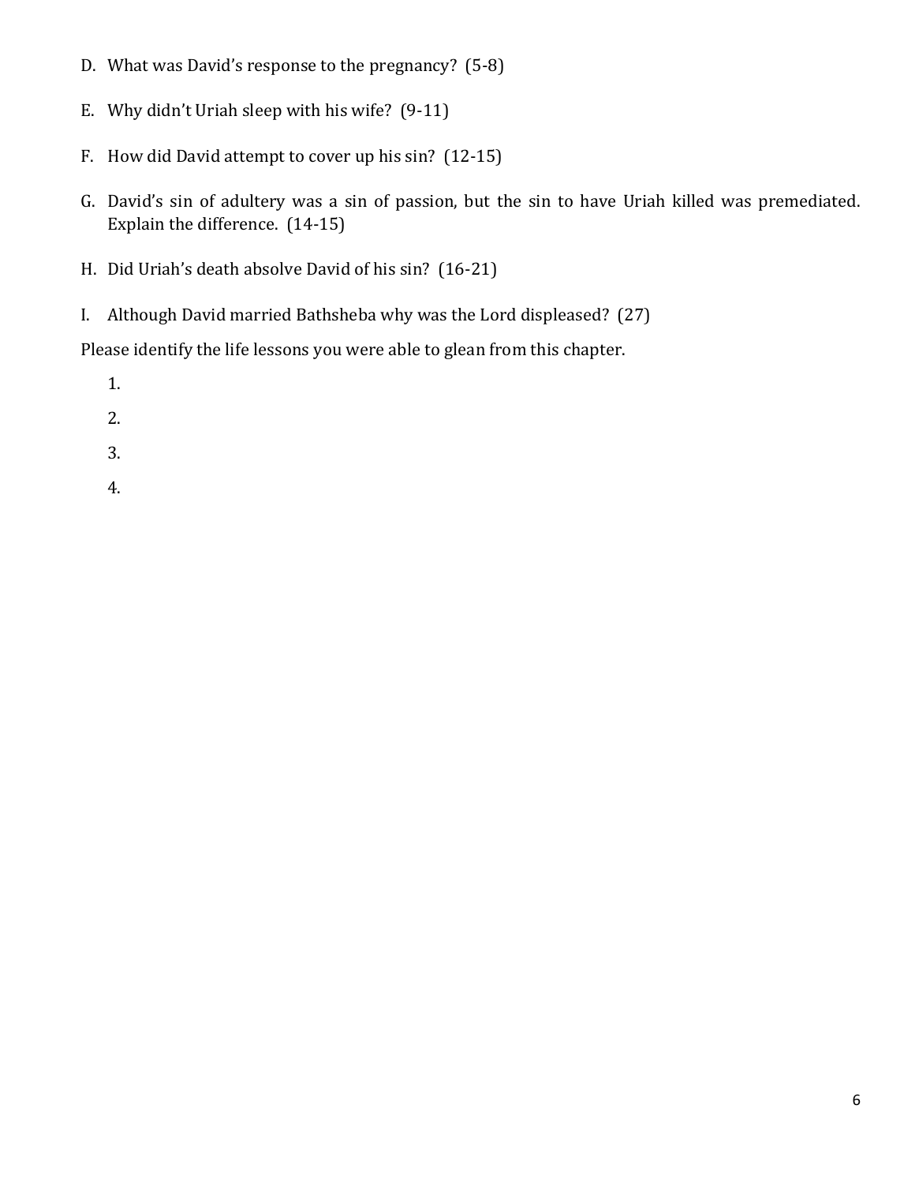D. What was David's response to the pregnancy? (5-8)

E. Why didn't Uriah sleep with his wife? (9-11)

F. How did David attempt to cover up his sin? (12-15)

G. David's sin of adultery was a sin of passion, but the sin to have Uriah killed was premediated. Explain the difference. (14-15)

H. Did Uriah's death absolve David of his sin? (16-21)

I. Although David married Bathsheba why was the Lord displeased? (27)

Please identify the life lessons you were able to glean from this chapter.

1.

2.

3.

4.